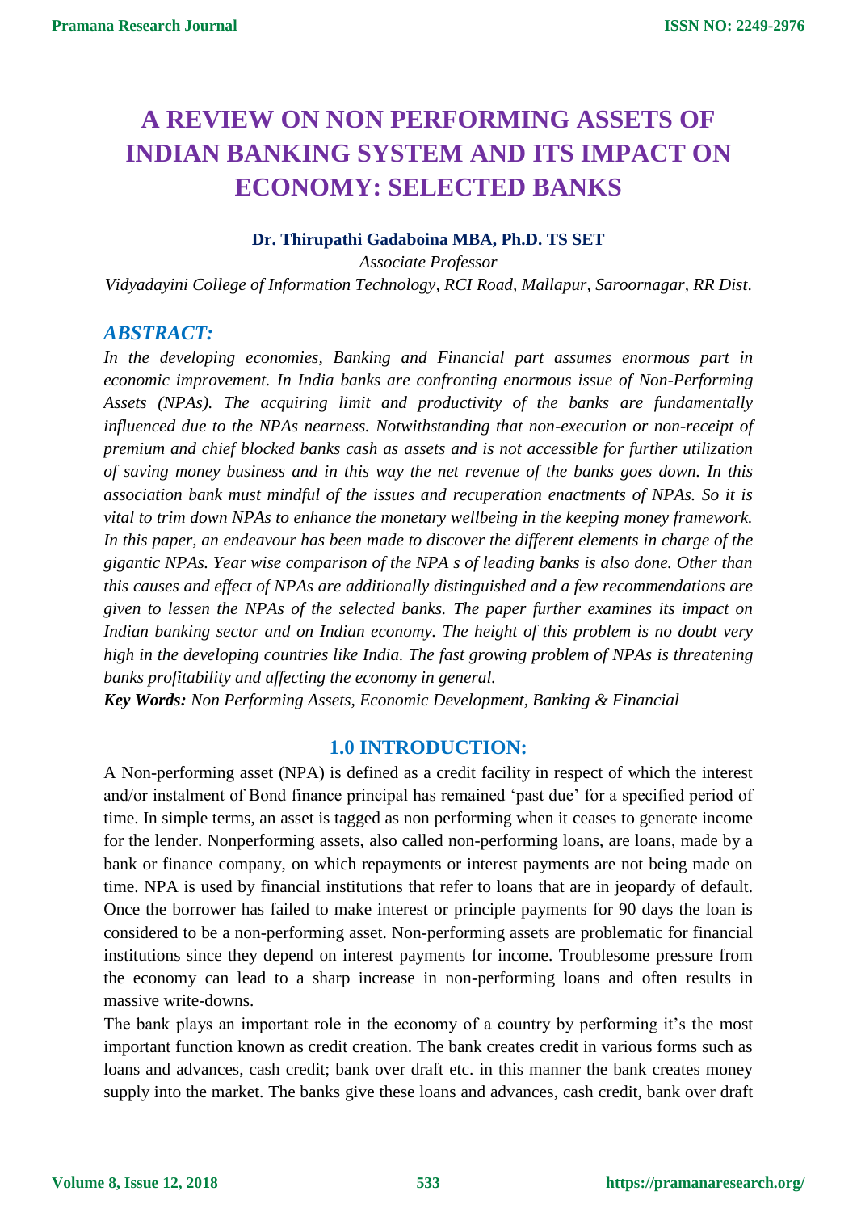# A REVIEW ON NON PERFORMING ASSETS OF INDIAN BANKING SYSTEM AND ITS IMPACT ON ECONOMY: SELECTED BANKS

**Dr. Thirupathi Gadaboina MBA, Ph.D. TS SET**

*Associate Professor*

*Vidyadayini College of Information Technology, RCI Road, Mallapur, Saroornagar, RR Dist.*

## *ABSTRACT:*

*In the developing economies, Banking and Financial part assumes enormous part in economic improvement. In India banks are confronting enormous issue of Non-Performing Assets (NPAs). The acquiring limit and productivity of the banks are fundamentally influenced due to the NPAs nearness. Notwithstanding that non-execution or non-receipt of premium and chief blocked banks cash as assets and is not accessible for further utilization of saving money business and in this way the net revenue of the banks goes down. In this association bank must mindful of the issues and recuperation enactments of NPAs. So it is vital to trim down NPAs to enhance the monetary wellbeing in the keeping money framework. In this paper, an endeavour has been made to discover the different elements in charge of the gigantic NPAs. Year wise comparison of the NPA s of leading banks is also done. Other than this causes and effect of NPAs are additionally distinguished and a few recommendations are given to lessen the NPAs of the selected banks. The paper further examines its impact on Indian banking sector and on Indian economy. The height of this problem is no doubt very high in the developing countries like India. The fast growing problem of NPAs is threatening banks profitability and affecting the economy in general.*

***Key Words:*** *Non Performing Assets, Economic Development, Banking & Financial*

## 1.0 INTRODUCTION:

A Non-performing asset (NPA) is defined as a credit facility in respect of which the interest and/or instalment of Bond finance principal has remained 'past due' for a specified period of time. In simple terms, an asset is tagged as non performing when it ceases to generate income for the lender. Nonperforming assets, also called non-performing loans, are loans, made by a bank or finance company, on which repayments or interest payments are not being made on time. NPA is used by financial institutions that refer to loans that are in jeopardy of default. Once the borrower has failed to make interest or principle payments for 90 days the loan is considered to be a non-performing asset. Non-performing assets are problematic for financial institutions since they depend on interest payments for income. Troublesome pressure from the economy can lead to a sharp increase in non-performing loans and often results in massive write-downs.

The bank plays an important role in the economy of a country by performing it's the most important function known as credit creation. The bank creates credit in various forms such as loans and advances, cash credit; bank over draft etc. in this manner the bank creates money supply into the market. The banks give these loans and advances, cash credit, bank over draft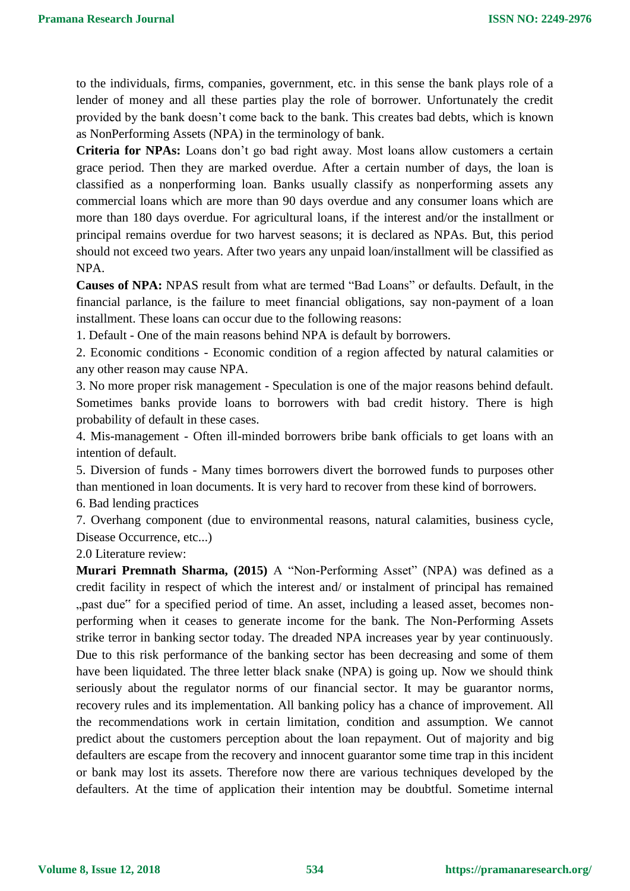to the individuals, firms, companies, government, etc. in this sense the bank plays role of a lender of money and all these parties play the role of borrower. Unfortunately the credit provided by the bank doesn't come back to the bank. This creates bad debts, which is known as NonPerforming Assets (NPA) in the terminology of bank.

**Criteria for NPAs:** Loans don't go bad right away. Most loans allow customers a certain grace period. Then they are marked overdue. After a certain number of days, the loan is classified as a nonperforming loan. Banks usually classify as nonperforming assets any commercial loans which are more than 90 days overdue and any consumer loans which are more than 180 days overdue. For agricultural loans, if the interest and/or the installment or principal remains overdue for two harvest seasons; it is declared as NPAs. But, this period should not exceed two years. After two years any unpaid loan/installment will be classified as NPA.

**Causes of NPA:** NPAS result from what are termed "Bad Loans" or defaults. Default, in the financial parlance, is the failure to meet financial obligations, say non-payment of a loan installment. These loans can occur due to the following reasons:

1. Default - One of the main reasons behind NPA is default by borrowers.
2. Economic conditions - Economic condition of a region affected by natural calamities or any other reason may cause NPA.
3. No more proper risk management - Speculation is one of the major reasons behind default. Sometimes banks provide loans to borrowers with bad credit history. There is high probability of default in these cases.
4. Mis-management - Often ill-minded borrowers bribe bank officials to get loans with an intention of default.
5. Diversion of funds - Many times borrowers divert the borrowed funds to purposes other than mentioned in loan documents. It is very hard to recover from these kind of borrowers.
6. Bad lending practices
7. Overhang component (due to environmental reasons, natural calamities, business cycle, Disease Occurrence, etc...)

## 2.0 Literature review:

**Murari Premnath Sharma, (2015)** A "Non-Performing Asset" (NPA) was defined as a credit facility in respect of which the interest and/ or instalment of principal has remained „past due" for a specified period of time. An asset, including a leased asset, becomes non-performing when it ceases to generate income for the bank. The Non-Performing Assets strike terror in banking sector today. The dreaded NPA increases year by year continuously. Due to this risk performance of the banking sector has been decreasing and some of them have been liquidated. The three letter black snake (NPA) is going up. Now we should think seriously about the regulator norms of our financial sector. It may be guarantor norms, recovery rules and its implementation. All banking policy has a chance of improvement. All the recommendations work in certain limitation, condition and assumption. We cannot predict about the customers perception about the loan repayment. Out of majority and big defaulters are escape from the recovery and innocent guarantor some time trap in this incident or bank may lost its assets. Therefore now there are various techniques developed by the defaulters. At the time of application their intention may be doubtful. Sometime internal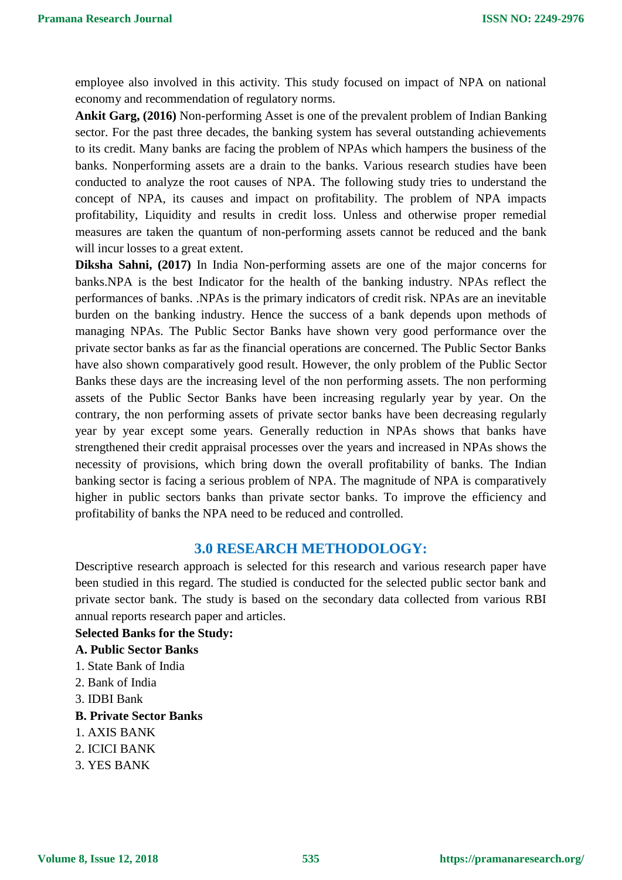employee also involved in this activity. This study focused on impact of NPA on national economy and recommendation of regulatory norms.

**Ankit Garg, (2016)** Non-performing Asset is one of the prevalent problem of Indian Banking sector. For the past three decades, the banking system has several outstanding achievements to its credit. Many banks are facing the problem of NPAs which hampers the business of the banks. Nonperforming assets are a drain to the banks. Various research studies have been conducted to analyze the root causes of NPA. The following study tries to understand the concept of NPA, its causes and impact on profitability. The problem of NPA impacts profitability, Liquidity and results in credit loss. Unless and otherwise proper remedial measures are taken the quantum of non-performing assets cannot be reduced and the bank will incur losses to a great extent.

**Diksha Sahni, (2017)** In India Non-performing assets are one of the major concerns for banks.NPA is the best Indicator for the health of the banking industry. NPAs reflect the performances of banks. .NPAs is the primary indicators of credit risk. NPAs are an inevitable burden on the banking industry. Hence the success of a bank depends upon methods of managing NPAs. The Public Sector Banks have shown very good performance over the private sector banks as far as the financial operations are concerned. The Public Sector Banks have also shown comparatively good result. However, the only problem of the Public Sector Banks these days are the increasing level of the non performing assets. The non performing assets of the Public Sector Banks have been increasing regularly year by year. On the contrary, the non performing assets of private sector banks have been decreasing regularly year by year except some years. Generally reduction in NPAs shows that banks have strengthened their credit appraisal processes over the years and increased in NPAs shows the necessity of provisions, which bring down the overall profitability of banks. The Indian banking sector is facing a serious problem of NPA. The magnitude of NPA is comparatively higher in public sectors banks than private sector banks. To improve the efficiency and profitability of banks the NPA need to be reduced and controlled.

## 3.0 RESEARCH METHODOLOGY:

Descriptive research approach is selected for this research and various research paper have been studied in this regard. The studied is conducted for the selected public sector bank and private sector bank. The study is based on the secondary data collected from various RBI annual reports research paper and articles.

**Selected Banks for the Study:**

**A. Public Sector Banks**

1. State Bank of India
2. Bank of India
3. IDBI Bank

**B. Private Sector Banks**

1. AXIS BANK
2. ICICI BANK
3. YES BANK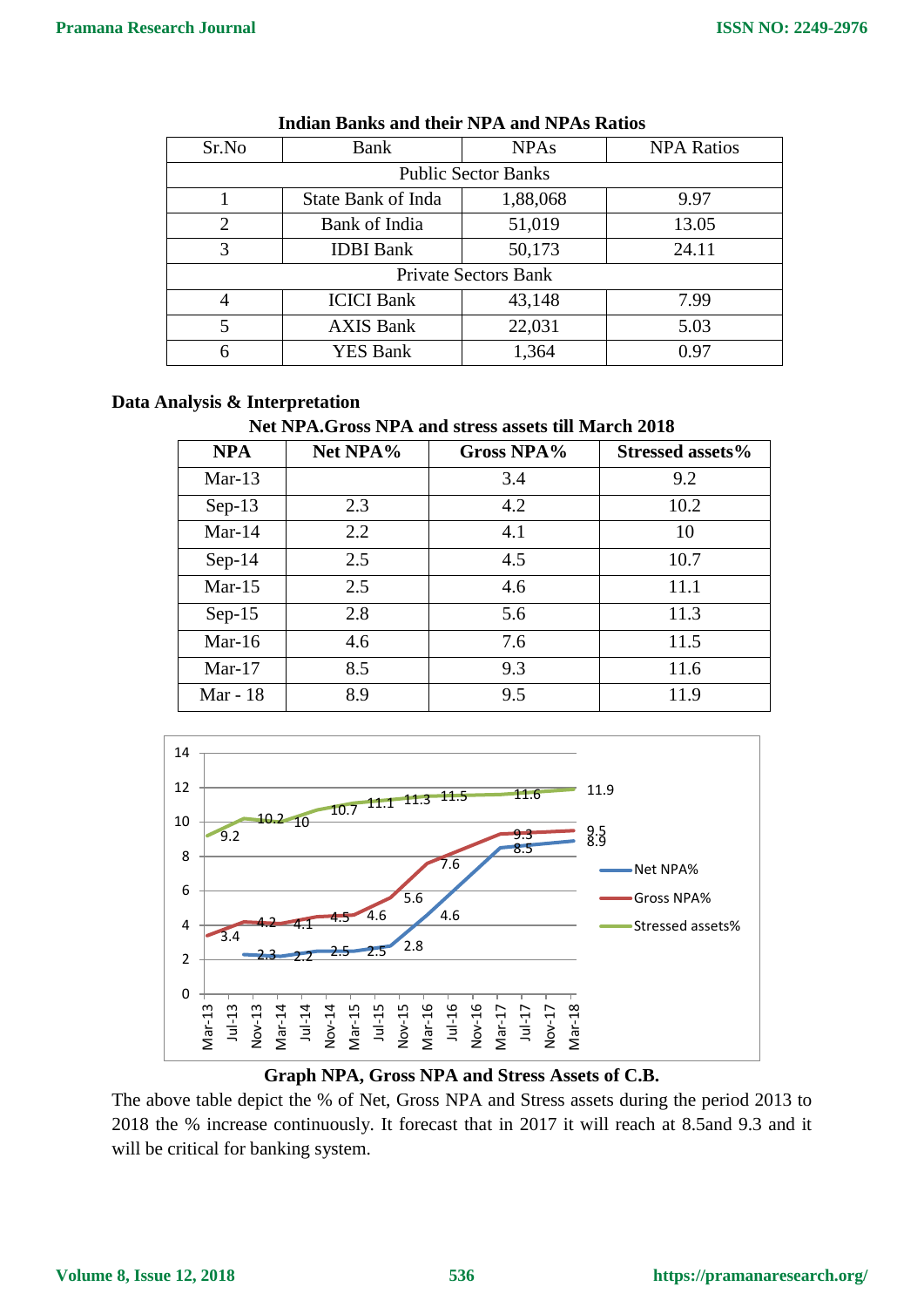**Indian Banks and their NPA and NPAs Ratios**

| Sr.No | Bank | NPAs | NPA Ratios |
|---|---|---|---|
| Public Sector Banks | | | |
| 1 | State Bank of Inda | 1,88,068 | 9.97 |
| 2 | Bank of India | 51,019 | 13.05 |
| 3 | IDBI Bank | 50,173 | 24.11 |
| Private Sectors Bank | | | |
| 4 | ICICI Bank | 43,148 | 7.99 |
| 5 | AXIS Bank | 22,031 | 5.03 |
| 6 | YES Bank | 1,364 | 0.97 |

**Data Analysis & Interpretation**

**Net NPA.Gross NPA and stress assets till March 2018**

| NPA | Net NPA% | Gross NPA% | Stressed assets% |
|---|---|---|---|
| Mar-13 | | 3.4 | 9.2 |
| Sep-13 | 2.3 | 4.2 | 10.2 |
| Mar-14 | 2.2 | 4.1 | 10 |
| Sep-14 | 2.5 | 4.5 | 10.7 |
| Mar-15 | 2.5 | 4.6 | 11.1 |
| Sep-15 | 2.8 | 5.6 | 11.3 |
| Mar-16 | 4.6 | 7.6 | 11.5 |
| Mar-17 | 8.5 | 9.3 | 11.6 |
| Mar - 18 | 8.9 | 9.5 | 11.9 |

**Graph NPA, Gross NPA and Stress Assets of C.B.**

The above table depict the % of Net, Gross NPA and Stress assets during the period 2013 to 2018 the % increase continuously. It forecast that in 2017 it will reach at 8.5and 9.3 and it will be critical for banking system.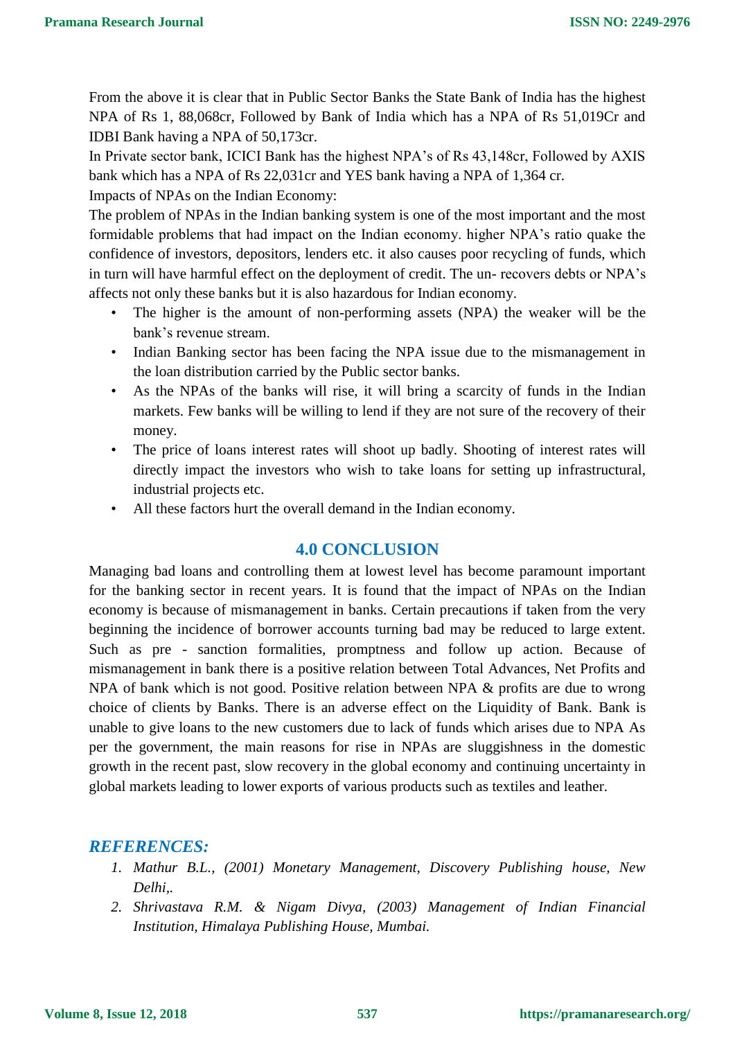From the above it is clear that in Public Sector Banks the State Bank of India has the highest NPA of Rs 1, 88,068cr, Followed by Bank of India which has a NPA of Rs 51,019Cr and IDBI Bank having a NPA of 50,173cr.

In Private sector bank, ICICI Bank has the highest NPA's of Rs 43,148cr, Followed by AXIS bank which has a NPA of Rs 22,031cr and YES bank having a NPA of 1,364 cr.

Impacts of NPAs on the Indian Economy:

The problem of NPAs in the Indian banking system is one of the most important and the most formidable problems that had impact on the Indian economy. higher NPA's ratio quake the confidence of investors, depositors, lenders etc. it also causes poor recycling of funds, which in turn will have harmful effect on the deployment of credit. The un- recovers debts or NPA's affects not only these banks but it is also hazardous for Indian economy.

- The higher is the amount of non-performing assets (NPA) the weaker will be the bank's revenue stream.
- Indian Banking sector has been facing the NPA issue due to the mismanagement in the loan distribution carried by the Public sector banks.
- As the NPAs of the banks will rise, it will bring a scarcity of funds in the Indian markets. Few banks will be willing to lend if they are not sure of the recovery of their money.
- The price of loans interest rates will shoot up badly. Shooting of interest rates will directly impact the investors who wish to take loans for setting up infrastructural, industrial projects etc.
- All these factors hurt the overall demand in the Indian economy.

## 4.0 CONCLUSION

Managing bad loans and controlling them at lowest level has become paramount important for the banking sector in recent years. It is found that the impact of NPAs on the Indian economy is because of mismanagement in banks. Certain precautions if taken from the very beginning the incidence of borrower accounts turning bad may be reduced to large extent. Such as pre - sanction formalities, promptness and follow up action. Because of mismanagement in bank there is a positive relation between Total Advances, Net Profits and NPA of bank which is not good. Positive relation between NPA & profits are due to wrong choice of clients by Banks. There is an adverse effect on the Liquidity of Bank. Bank is unable to give loans to the new customers due to lack of funds which arises due to NPA As per the government, the main reasons for rise in NPAs are sluggishness in the domestic growth in the recent past, slow recovery in the global economy and continuing uncertainty in global markets leading to lower exports of various products such as textiles and leather.

## *REFERENCES:*

1. *Mathur B.L., (2001) Monetary Management, Discovery Publishing house, New Delhi,.*
2. *Shrivastava R.M. & Nigam Divya, (2003) Management of Indian Financial Institution, Himalaya Publishing House, Mumbai.*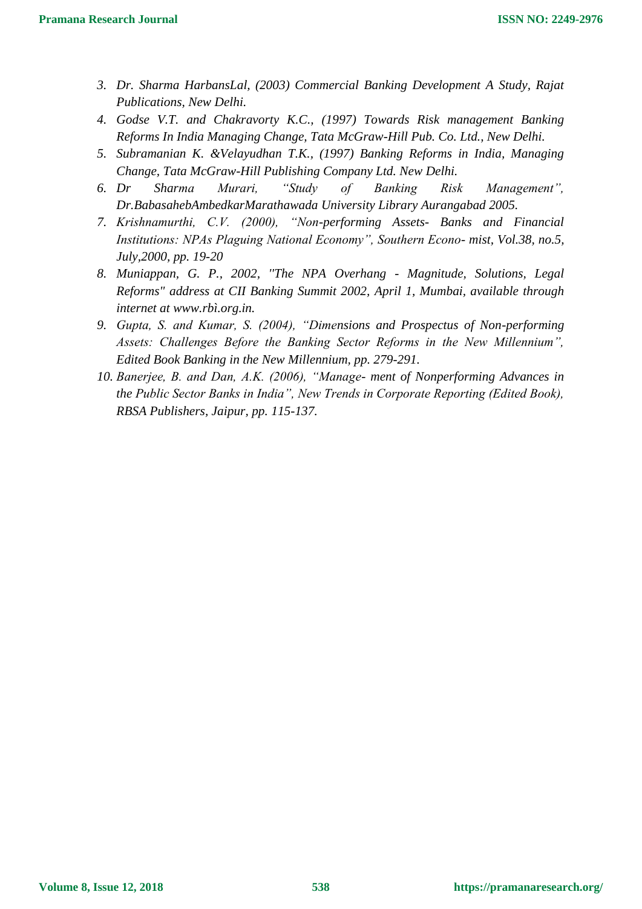3. *Dr. Sharma HarbansLal, (2003) Commercial Banking Development A Study, Rajat Publications, New Delhi.*
4. *Godse V.T. and Chakravorty K.C., (1997) Towards Risk management Banking Reforms In India Managing Change, Tata McGraw-Hill Pub. Co. Ltd., New Delhi.*
5. *Subramanian K. &Velayudhan T.K., (1997) Banking Reforms in India, Managing Change, Tata McGraw-Hill Publishing Company Ltd. New Delhi.*
6. *Dr Sharma Murari, "Study of Banking Risk Management", Dr.BabasahebAmbedkarMarathawada University Library Aurangabad 2005.*
7. *Krishnamurthi, C.V. (2000), "Non-performing Assets- Banks and Financial Institutions: NPAs Plaguing National Economy", Southern Econo- mist, Vol.38, no.5, July,2000, pp. 19-20*
8. *Muniappan, G. P., 2002, "The NPA Overhang - Magnitude, Solutions, Legal Reforms" address at CII Banking Summit 2002, April 1, Mumbai, available through internet at www.rbì.org.in.*
9. *Gupta, S. and Kumar, S. (2004), "Dimensions and Prospectus of Non-performing Assets: Challenges Before the Banking Sector Reforms in the New Millennium", Edited Book Banking in the New Millennium, pp. 279-291.*
10. *Banerjee, B. and Dan, A.K. (2006), "Manage- ment of Nonperforming Advances in the Public Sector Banks in India", New Trends in Corporate Reporting (Edited Book), RBSA Publishers, Jaipur, pp. 115-137.*